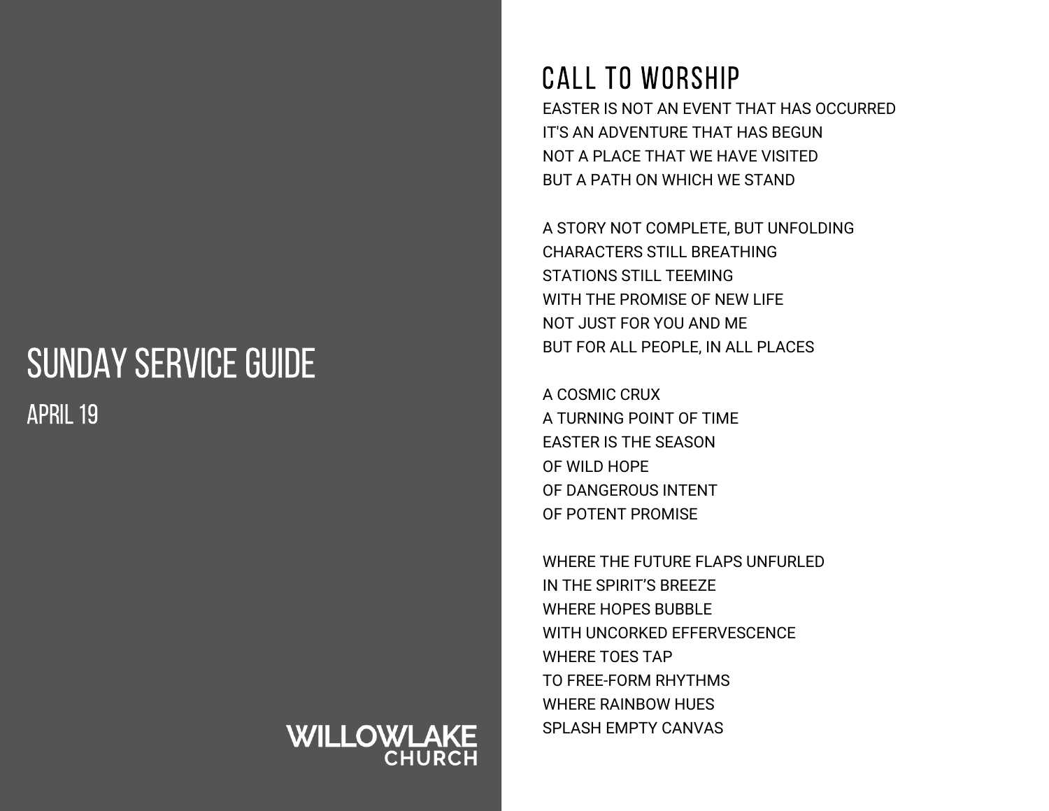# SUNDAY SERVICE GUIDE

APRIL 19

WILLOWLAKE CHURCH

## CALL TO WORSHIP

EASTER IS NOT AN EVENT THAT HAS OCCURRED
IT'S AN ADVENTURE THAT HAS BEGUN
NOT A PLACE THAT WE HAVE VISITED
BUT A PATH ON WHICH WE STAND

A STORY NOT COMPLETE, BUT UNFOLDING
CHARACTERS STILL BREATHING
STATIONS STILL TEEMING
WITH THE PROMISE OF NEW LIFE
NOT JUST FOR YOU AND ME
BUT FOR ALL PEOPLE, IN ALL PLACES

A COSMIC CRUX
A TURNING POINT OF TIME
EASTER IS THE SEASON
OF WILD HOPE
OF DANGEROUS INTENT
OF POTENT PROMISE

WHERE THE FUTURE FLAPS UNFURLED
IN THE SPIRIT'S BREEZE
WHERE HOPES BUBBLE
WITH UNCORKED EFFERVESCENCE
WHERE TOES TAP
TO FREE-FORM RHYTHMS
WHERE RAINBOW HUES
SPLASH EMPTY CANVAS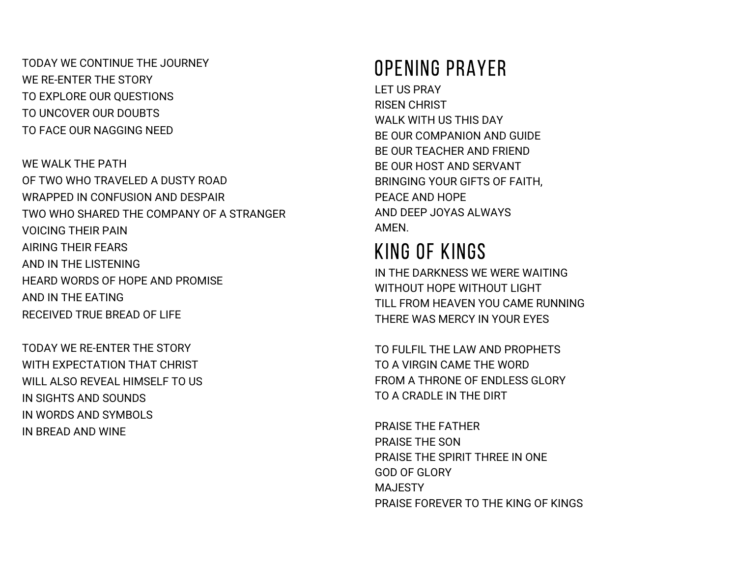TODAY WE CONTINUE THE JOURNEY
WE RE-ENTER THE STORY
TO EXPLORE OUR QUESTIONS
TO UNCOVER OUR DOUBTS
TO FACE OUR NAGGING NEED

WE WALK THE PATH
OF TWO WHO TRAVELED A DUSTY ROAD
WRAPPED IN CONFUSION AND DESPAIR
TWO WHO SHARED THE COMPANY OF A STRANGER
VOICING THEIR PAIN
AIRING THEIR FEARS
AND IN THE LISTENING
HEARD WORDS OF HOPE AND PROMISE
AND IN THE EATING
RECEIVED TRUE BREAD OF LIFE

TODAY WE RE-ENTER THE STORY
WITH EXPECTATION THAT CHRIST
WILL ALSO REVEAL HIMSELF TO US
IN SIGHTS AND SOUNDS
IN WORDS AND SYMBOLS
IN BREAD AND WINE

# OPENING PRAYER

LET US PRAY
RISEN CHRIST
WALK WITH US THIS DAY
BE OUR COMPANION AND GUIDE
BE OUR TEACHER AND FRIEND
BE OUR HOST AND SERVANT
BRINGING YOUR GIFTS OF FAITH,
PEACE AND HOPE
AND DEEP JOYAS ALWAYS
AMEN.

# KING OF KINGS

IN THE DARKNESS WE WERE WAITING
WITHOUT HOPE WITHOUT LIGHT
TILL FROM HEAVEN YOU CAME RUNNING
THERE WAS MERCY IN YOUR EYES

TO FULFIL THE LAW AND PROPHETS
TO A VIRGIN CAME THE WORD
FROM A THRONE OF ENDLESS GLORY
TO A CRADLE IN THE DIRT

PRAISE THE FATHER
PRAISE THE SON
PRAISE THE SPIRIT THREE IN ONE
GOD OF GLORY
MAJESTY
PRAISE FOREVER TO THE KING OF KINGS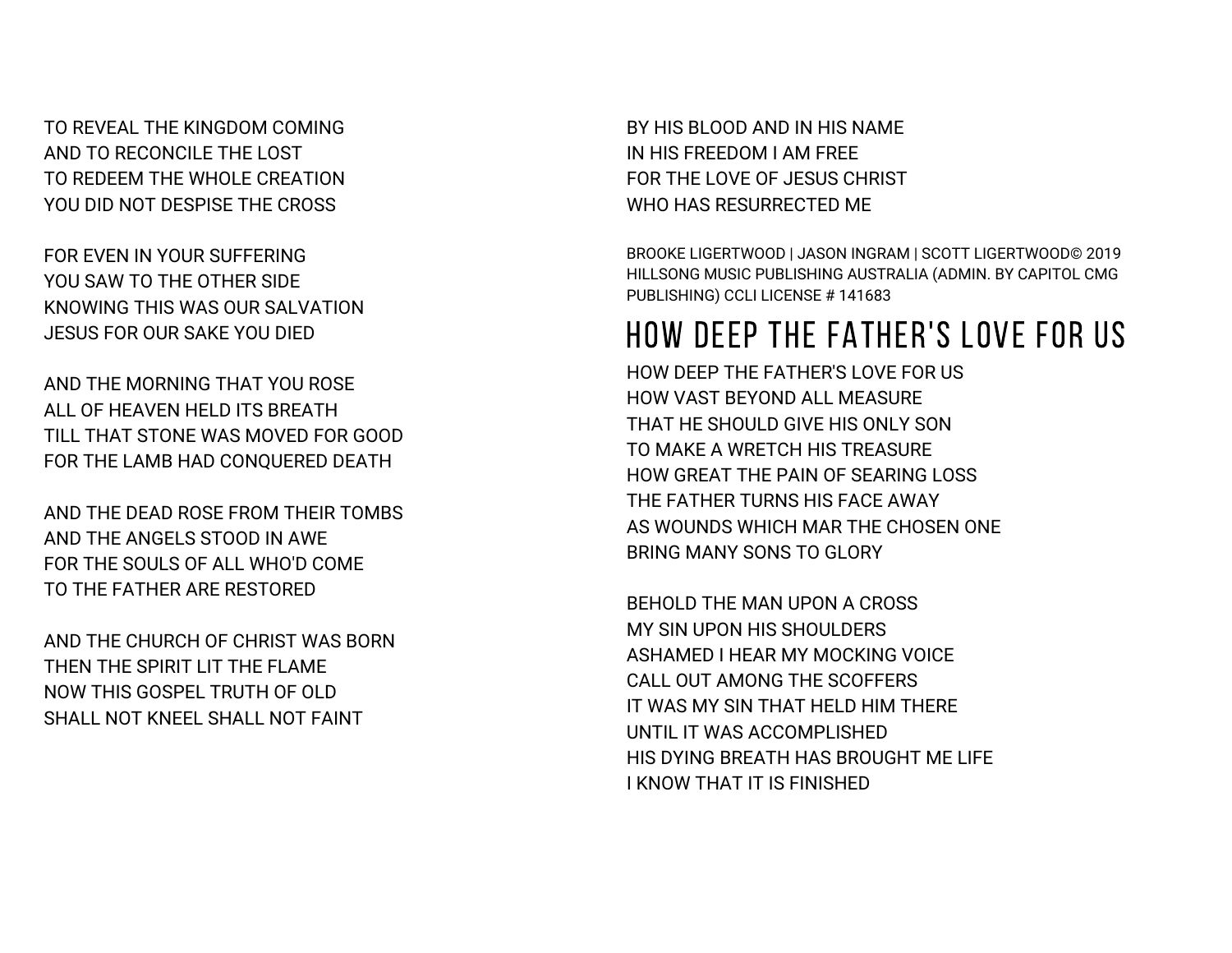TO REVEAL THE KINGDOM COMING
AND TO RECONCILE THE LOST
TO REDEEM THE WHOLE CREATION
YOU DID NOT DESPISE THE CROSS

FOR EVEN IN YOUR SUFFERING
YOU SAW TO THE OTHER SIDE
KNOWING THIS WAS OUR SALVATION
JESUS FOR OUR SAKE YOU DIED

AND THE MORNING THAT YOU ROSE
ALL OF HEAVEN HELD ITS BREATH
TILL THAT STONE WAS MOVED FOR GOOD
FOR THE LAMB HAD CONQUERED DEATH

AND THE DEAD ROSE FROM THEIR TOMBS
AND THE ANGELS STOOD IN AWE
FOR THE SOULS OF ALL WHO'D COME
TO THE FATHER ARE RESTORED

AND THE CHURCH OF CHRIST WAS BORN
THEN THE SPIRIT LIT THE FLAME
NOW THIS GOSPEL TRUTH OF OLD
SHALL NOT KNEEL SHALL NOT FAINT

BY HIS BLOOD AND IN HIS NAME
IN HIS FREEDOM I AM FREE
FOR THE LOVE OF JESUS CHRIST
WHO HAS RESURRECTED ME

BROOKE LIGERTWOOD | JASON INGRAM | SCOTT LIGERTWOOD© 2019 HILLSONG MUSIC PUBLISHING AUSTRALIA (ADMIN. BY CAPITOL CMG PUBLISHING) CCLI LICENSE # 141683

# HOW DEEP THE FATHER'S LOVE FOR US

HOW DEEP THE FATHER'S LOVE FOR US
HOW VAST BEYOND ALL MEASURE
THAT HE SHOULD GIVE HIS ONLY SON
TO MAKE A WRETCH HIS TREASURE
HOW GREAT THE PAIN OF SEARING LOSS
THE FATHER TURNS HIS FACE AWAY
AS WOUNDS WHICH MAR THE CHOSEN ONE
BRING MANY SONS TO GLORY

BEHOLD THE MAN UPON A CROSS
MY SIN UPON HIS SHOULDERS
ASHAMED I HEAR MY MOCKING VOICE
CALL OUT AMONG THE SCOFFERS
IT WAS MY SIN THAT HELD HIM THERE
UNTIL IT WAS ACCOMPLISHED
HIS DYING BREATH HAS BROUGHT ME LIFE
I KNOW THAT IT IS FINISHED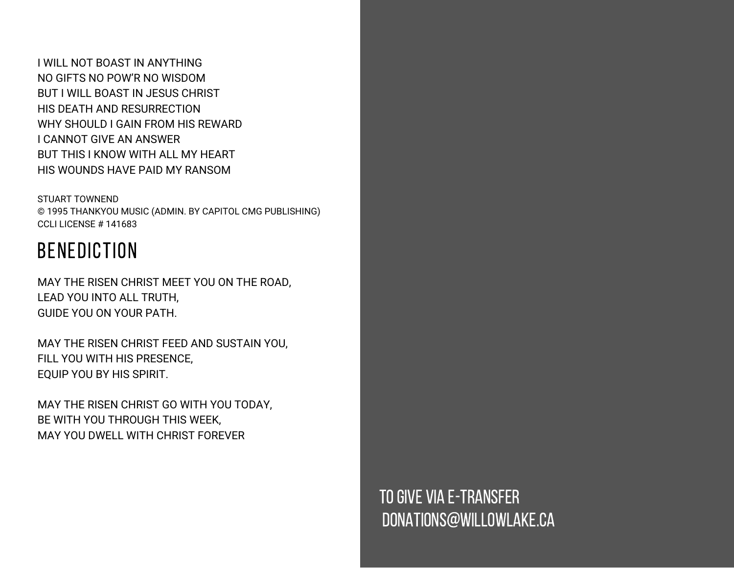I WILL NOT BOAST IN ANYTHING
NO GIFTS NO POW'R NO WISDOM
BUT I WILL BOAST IN JESUS CHRIST
HIS DEATH AND RESURRECTION
WHY SHOULD I GAIN FROM HIS REWARD
I CANNOT GIVE AN ANSWER
BUT THIS I KNOW WITH ALL MY HEART
HIS WOUNDS HAVE PAID MY RANSOM

STUART TOWNEND
© 1995 THANKYOU MUSIC (ADMIN. BY CAPITOL CMG PUBLISHING)
CCLI LICENSE # 141683

# BENEDICTION

MAY THE RISEN CHRIST MEET YOU ON THE ROAD,
LEAD YOU INTO ALL TRUTH,
GUIDE YOU ON YOUR PATH.

MAY THE RISEN CHRIST FEED AND SUSTAIN YOU,
FILL YOU WITH HIS PRESENCE,
EQUIP YOU BY HIS SPIRIT.

MAY THE RISEN CHRIST GO WITH YOU TODAY,
BE WITH YOU THROUGH THIS WEEK,
MAY YOU DWELL WITH CHRIST FOREVER

TO GIVE VIA E-TRANSFER
DONATIONS@WILLOWLAKE.CA